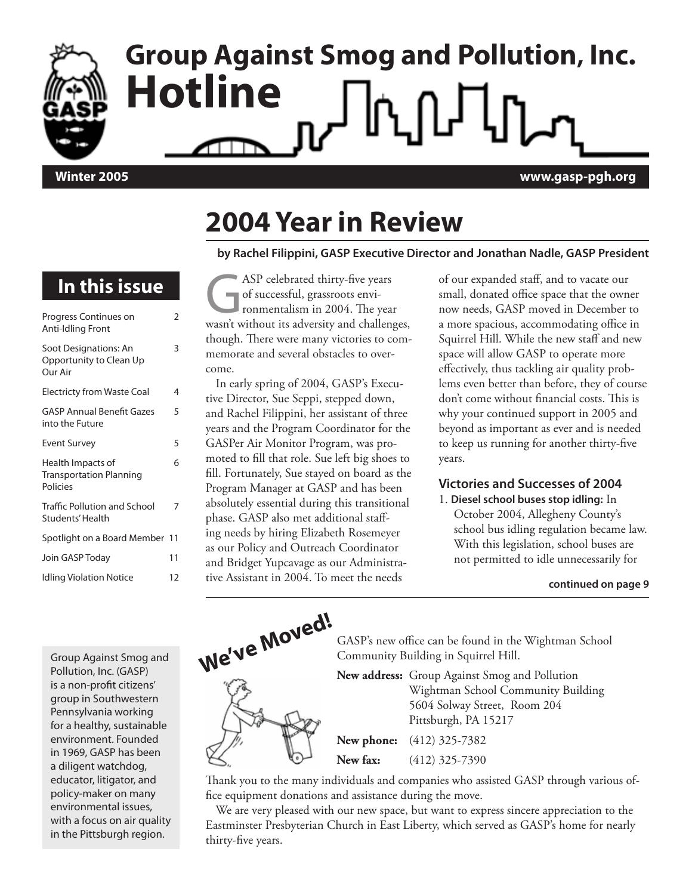# Group Against Smog and Pollution, Inc. Hotline

**Winter 2005** **www.gasp-pgh.org**

## In this issue

| | |
|---|---|
| Progress Continues on Anti-Idling Front | 2 |
| Soot Designations: An Opportunity to Clean Up Our Air | 3 |
| Electricty from Waste Coal | 4 |
| GASP Annual Benefit Gazes into the Future | 5 |
| Event Survey | 5 |
| Health Impacts of Transportation Planning Policies | 6 |
| Traffic Pollution and School Students' Health | 7 |
| Spotlight on a Board Member | 11 |
| Join GASP Today | 11 |
| Idling Violation Notice | 12 |

# 2004 Year in Review

**by Rachel Filippini, GASP Executive Director and Jonathan Nadle, GASP President**

GASP celebrated thirty-five years of successful, grassroots environmentalism in 2004. The year wasn't without its adversity and challenges, though. There were many victories to commemorate and several obstacles to overcome.

In early spring of 2004, GASP's Executive Director, Sue Seppi, stepped down, and Rachel Filippini, her assistant of three years and the Program Coordinator for the GASPer Air Monitor Program, was promoted to fill that role. Sue left big shoes to fill. Fortunately, Sue stayed on board as the Program Manager at GASP and has been absolutely essential during this transitional phase. GASP also met additional staffing needs by hiring Elizabeth Rosemeyer as our Policy and Outreach Coordinator and Bridget Yupcavage as our Administrative Assistant in 2004. To meet the needs of our expanded staff, and to vacate our small, donated office space that the owner now needs, GASP moved in December to a more spacious, accommodating office in Squirrel Hill. While the new staff and new space will allow GASP to operate more effectively, thus tackling air quality problems even better than before, they of course don't come without financial costs. This is why your continued support in 2005 and beyond as important as ever and is needed to keep us running for another thirty-five years.

### Victories and Successes of 2004

1. **Diesel school buses stop idling:** In October 2004, Allegheny County's school bus idling regulation became law. With this legislation, school buses are not permitted to idle unnecessarily for

**continued on page 9**

Group Against Smog and Pollution, Inc. (GASP) is a non-profit citizens' group in Southwestern Pennsylvania working for a healthy, sustainable environment. Founded in 1969, GASP has been a diligent watchdog, educator, litigator, and policy-maker on many environmental issues, with a focus on air quality in the Pittsburgh region.

## We've Moved!

GASP's new office can be found in the Wightman School Community Building in Squirrel Hill.

**New address:** Group Against Smog and Pollution
Wightman School Community Building
5604 Solway Street, Room 204
Pittsburgh, PA 15217

**New phone:** (412) 325-7382

**New fax:** (412) 325-7390

Thank you to the many individuals and companies who assisted GASP through various office equipment donations and assistance during the move.

We are very pleased with our new space, but want to express sincere appreciation to the Eastminster Presbyterian Church in East Liberty, which served as GASP's home for nearly thirty-five years.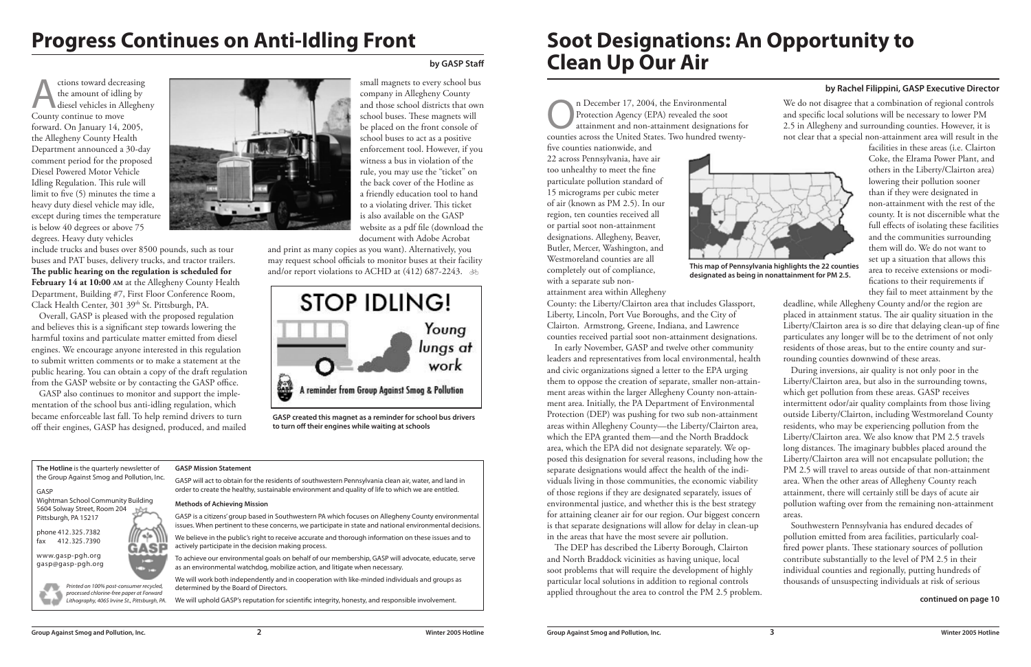# Progress Continues on Anti-Idling Front

**by GASP Staff**

Actions toward decreasing the amount of idling by diesel vehicles in Allegheny County continue to move forward. On January 14, 2005, the Allegheny County Health Department announced a 30-day comment period for the proposed Diesel Powered Motor Vehicle Idling Regulation. This rule will limit to five (5) minutes the time a heavy duty diesel vehicle may idle, except during times the temperature is below 40 degrees or above 75 degrees. Heavy duty vehicles include trucks and buses over 8500 pounds, such as tour buses and PAT buses, delivery trucks, and tractor trailers. **The public hearing on the regulation is scheduled for February 14 at 10:00 AM** at the Allegheny County Health Department, Building #7, First Floor Conference Room, Clack Health Center, 301 39th St. Pittsburgh, PA.

Overall, GASP is pleased with the proposed regulation and believes this is a significant step towards lowering the harmful toxins and particulate matter emitted from diesel engines. We encourage anyone interested in this regulation to submit written comments or to make a statement at the public hearing. You can obtain a copy of the draft regulation from the GASP website or by contacting the GASP office.

GASP also continues to monitor and support the implementation of the school bus anti-idling regulation, which became enforceable last fall. To help remind drivers to turn off their engines, GASP has designed, produced, and mailed small magnets to every school bus company in Allegheny County and those school districts that own school buses. These magnets will be placed on the front console of school buses to act as a positive enforcement tool. However, if you witness a bus in violation of the rule, you may use the "ticket" on the back cover of the Hotline as a friendly education tool to hand to a violating driver. This ticket is also available on the GASP website as a pdf file (download the document with Adobe Acrobat and print as many copies as you want). Alternatively, you may request school officials to monitor buses at their facility and/or report violations to ACHD at (412) 687-2243.

STOP IDLING! Young lungs at work

A reminder from Group Against Smog & Pollution

GASP created this magnet as a reminder for school bus drivers to turn off their engines while waiting at schools

**The Hotline** is the quarterly newsletter of the Group Against Smog and Pollution, Inc.

GASP
Wightman School Community Building
5604 Solway Street, Room 204
Pittsburgh, PA 15217

phone 412.325.7382
fax 412.325.7390

www.gasp-pgh.org
gasp@gasp-pgh.org

*Printed on 100% post-consumer recycled, processed chlorine-free paper at Forward Lithography, 4065 Irvine St., Pittsburgh, PA.*

**GASP Mission Statement**

GASP will act to obtain for the residents of southwestern Pennsylvania clean air, water, and land in order to create the healthy, sustainable environment and quality of life to which we are entitled.

**Methods of Achieving Mission**

GASP is a citizens' group based in Southwestern PA which focuses on Allegheny County environmental issues. When pertinent to these concerns, we participate in state and national environmental decisions.

We believe in the public's right to receive accurate and thorough information on these issues and to actively participate in the decision making process.

To achieve our environmental goals on behalf of our membership, GASP will advocate, educate, serve as an environmental watchdog, mobilize action, and litigate when necessary.

We will work both independently and in cooperation with like-minded individuals and groups as determined by the Board of Directors.

We will uphold GASP's reputation for scientific integrity, honesty, and responsible involvement.

# Soot Designations: An Opportunity to Clean Up Our Air

**by Rachel Filippini, GASP Executive Director**

On December 17, 2004, the Environmental Protection Agency (EPA) revealed the soot attainment and non-attainment designations for counties across the United States. Two hundred twenty-five counties nationwide, and 22 across Pennsylvania, have air too unhealthy to meet the fine particulate pollution standard of 15 micrograms per cubic meter of air (known as PM 2.5). In our region, ten counties received all or partial soot non-attainment designations. Allegheny, Beaver, Butler, Mercer, Washington, and Westmoreland counties are all completely out of compliance, with a separate sub non-attainment area within Allegheny County: the Liberty/Clairton area that includes Glassport, Liberty, Lincoln, Port Vue Boroughs, and the City of Clairton. Armstrong, Greene, Indiana, and Lawrence counties received partial soot non-attainment designations.

This map of Pennsylvania highlights the 22 counties designated as being in nonattainment for PM 2.5.

In early November, GASP and twelve other community leaders and representatives from local environmental, health and civic organizations signed a letter to the EPA urging them to oppose the creation of separate, smaller non-attainment areas within the larger Allegheny County non-attainment area. Initially, the PA Department of Environmental Protection (DEP) was pushing for two sub non-attainment areas within Allegheny County—the Liberty/Clairton area, which the EPA granted them—and the North Braddock area, which the EPA did not designate separately. We opposed this designation for several reasons, including how the separate designations would affect the health of the individuals living in those communities, the economic viability of those regions if they are designated separately, issues of environmental justice, and whether this is the best strategy for attaining cleaner air for our region. Our biggest concern is that separate designations will allow for delay in clean-up in the areas that have the most severe air pollution.

The DEP has described the Liberty Borough, Clairton and North Braddock vicinities as having unique, local soot problems that will require the development of highly particular local solutions in addition to regional controls applied throughout the area to control the PM 2.5 problem.

We do not disagree that a combination of regional controls and specific local solutions will be necessary to lower PM 2.5 in Allegheny and surrounding counties. However, it is not clear that a special non-attainment area will result in the facilities in these areas (i.e. Clairton Coke, the Elrama Power Plant, and others in the Liberty/Clairton area) lowering their pollution sooner than if they were designated in non-attainment with the rest of the county. It is not discernible what the full effects of isolating these facilities and the communities surrounding them will do. We do not want to set up a situation that allows this area to receive extensions or modifications to their requirements if they fail to meet attainment by the deadline, while Allegheny County and/or the region are placed in attainment status. The air quality situation in the Liberty/Clairton area is so dire that delaying clean-up of fine particulates any longer will be to the detriment of not only residents of those areas, but to the entire county and surrounding counties downwind of these areas.

During inversions, air quality is not only poor in the Liberty/Clairton area, but also in the surrounding towns, which get pollution from these areas. GASP receives intermittent odor/air quality complaints from those living outside Liberty/Clairton, including Westmoreland County residents, who may be experiencing pollution from the Liberty/Clairton area. We also know that PM 2.5 travels long distances. The imaginary bubbles placed around the Liberty/Clairton area will not encapsulate pollution; the PM 2.5 will travel to areas outside of that non-attainment area. When the other areas of Allegheny County reach attainment, there will certainly still be days of acute air pollution wafting over from the remaining non-attainment areas.

Southwestern Pennsylvania has endured decades of pollution emitted from area facilities, particularly coal-fired power plants. These stationary sources of pollution contribute substantially to the level of PM 2.5 in their individual counties and regionally, putting hundreds of thousands of unsuspecting individuals at risk of serious

**continued on page 10**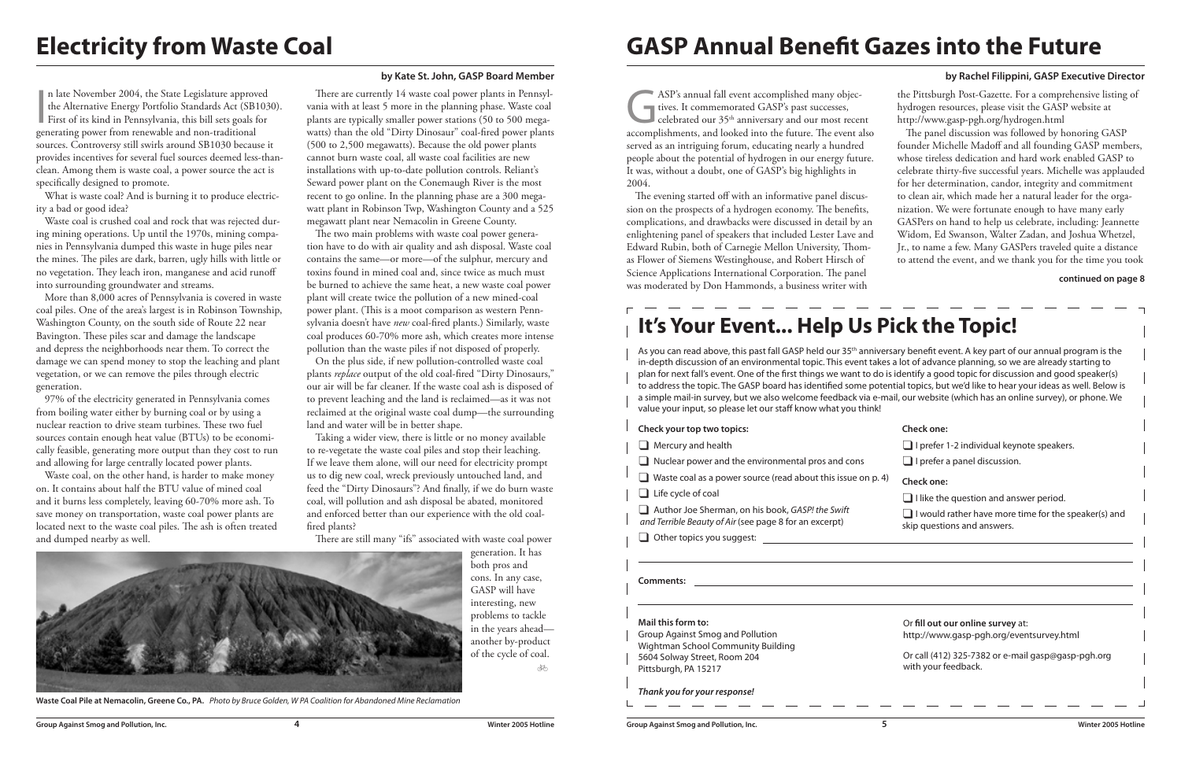# Electricity from Waste Coal

**by Kate St. John, GASP Board Member**

In late November 2004, the State Legislature approved the Alternative Energy Portfolio Standards Act (SB1030). First of its kind in Pennsylvania, this bill sets goals for generating power from renewable and non-traditional sources. Controversy still swirls around SB1030 because it provides incentives for several fuel sources deemed less-than-clean. Among them is waste coal, a power source the act is specifically designed to promote.

What is waste coal? And is burning it to produce electricity a bad or good idea?

Waste coal is crushed coal and rock that was rejected during mining operations. Up until the 1970s, mining companies in Pennsylvania dumped this waste in huge piles near the mines. The piles are dark, barren, ugly hills with little or no vegetation. They leach iron, manganese and acid runoff into surrounding groundwater and streams.

More than 8,000 acres of Pennsylvania is covered in waste coal piles. One of the area's largest is in Robinson Township, Washington County, on the south side of Route 22 near Bavington. These piles scar and damage the landscape and depress the neighborhoods near them. To correct the damage we can spend money to stop the leaching and plant vegetation, or we can remove the piles through electric generation.

97% of the electricity generated in Pennsylvania comes from boiling water either by burning coal or by using a nuclear reaction to drive steam turbines. These two fuel sources contain enough heat value (BTUs) to be economically feasible, generating more output than they cost to run and allowing for large centrally located power plants.

Waste coal, on the other hand, is harder to make money on. It contains about half the BTU value of mined coal and it burns less completely, leaving 60-70% more ash. To save money on transportation, waste coal power plants are located next to the waste coal piles. The ash is often treated and dumped nearby as well.

There are currently 14 waste coal power plants in Pennsylvania with at least 5 more in the planning phase. Waste coal plants are typically smaller power stations (50 to 500 megawatts) than the old "Dirty Dinosaur" coal-fired power plants (500 to 2,500 megawatts). Because the old power plants cannot burn waste coal, all waste coal facilities are new installations with up-to-date pollution controls. Reliant's Seward power plant on the Conemaugh River is the most recent to go online. In the planning phase are a 300 megawatt plant in Robinson Twp, Washington County and a 525 megawatt plant near Nemacolin in Greene County.

The two main problems with waste coal power generation have to do with air quality and ash disposal. Waste coal contains the same—or more—of the sulphur, mercury and toxins found in mined coal and, since twice as much must be burned to achieve the same heat, a new waste coal power plant will create twice the pollution of a new mined-coal power plant. (This is a moot comparison as western Pennsylvania doesn't have *new* coal-fired plants.) Similarly, waste coal produces 60-70% more ash, which creates more intense pollution than the waste piles if not disposed of properly.

On the plus side, if new pollution-controlled waste coal plants *replace* output of the old coal-fired "Dirty Dinosaurs," our air will be far cleaner. If the waste coal ash is disposed of to prevent leaching and the land is reclaimed—as it was not reclaimed at the original waste coal dump—the surrounding land and water will be in better shape.

Taking a wider view, there is little or no money available to re-vegetate the waste coal piles and stop their leaching. If we leave them alone, will our need for electricity prompt us to dig new coal, wreck previously untouched land, and feed the "Dirty Dinosaurs"? And finally, if we do burn waste coal, will pollution and ash disposal be abated, monitored and enforced better than our experience with the old coal-fired plants?

There are still many "ifs" associated with waste coal power generation. It has both pros and cons. In any case, GASP will have interesting, new problems to tackle in the years ahead—another by-product of the cycle of coal.

**Waste Coal Pile at Nemacolin, Greene Co., PA.** *Photo by Bruce Golden, W PA Coalition for Abandoned Mine Reclamation*

# GASP Annual Benefit Gazes into the Future

**by Rachel Filippini, GASP Executive Director**

GASP's annual fall event accomplished many objectives. It commemorated GASP's past successes, celebrated our 35th anniversary and our most recent accomplishments, and looked into the future. The event also served as an intriguing forum, educating nearly a hundred people about the potential of hydrogen in our energy future. It was, without a doubt, one of GASP's big highlights in 2004.

The evening started off with an informative panel discussion on the prospects of a hydrogen economy. The benefits, complications, and drawbacks were discussed in detail by an enlightening panel of speakers that included Lester Lave and Edward Rubin, both of Carnegie Mellon University, Thomas Flower of Siemens Westinghouse, and Robert Hirsch of Science Applications International Corporation. The panel was moderated by Don Hammonds, a business writer with the Pittsburgh Post-Gazette. For a comprehensive listing of hydrogen resources, please visit the GASP website at http://www.gasp-pgh.org/hydrogen.html

The panel discussion was followed by honoring GASP founder Michelle Madoff and all founding GASP members, whose tireless dedication and hard work enabled GASP to celebrate thirty-five successful years. Michelle was applauded for her determination, candor, integrity and commitment to clean air, which made her a natural leader for the organization. We were fortunate enough to have many early GASPers on hand to help us celebrate, including: Jeannette Widom, Ed Swanson, Walter Zadan, and Joshua Whetzel, Jr., to name a few. Many GASPers traveled quite a distance to attend the event, and we thank you for the time you took

**continued on page 8**

## It's Your Event... Help Us Pick the Topic!

As you can read above, this past fall GASP held our 35th anniversary benefit event. A key part of our annual program is the in-depth discussion of an environmental topic. This event takes a lot of advance planning, so we are already starting to plan for next fall's event. One of the first things we want to do is identify a good topic for discussion and good speaker(s) to address the topic. The GASP board has identified some potential topics, but we'd like to hear your ideas as well. Below is a simple mail-in survey, but we also welcome feedback via e-mail, our website (which has an online survey), or phone. We value your input, so please let our staff know what you think!

**Check your top two topics:**

- ❑ Mercury and health
- ❑ Nuclear power and the environmental pros and cons
- ❑ Waste coal as a power source (read about this issue on p. 4)
- ❑ Life cycle of coal
- ❑ Author Joe Sherman, on his book, *GASP! the Swift and Terrible Beauty of Air* (see page 8 for an excerpt)
- ❑ Other topics you suggest: ______________________

**Check one:**

- ❑ I prefer 1-2 individual keynote speakers.
- ❑ I prefer a panel discussion.

**Check one:**

- ❑ I like the question and answer period.
- ❑ I would rather have more time for the speaker(s) and skip questions and answers.

**Comments:** ______________________

**Mail this form to:**
Group Against Smog and Pollution
Wightman School Community Building
5604 Solway Street, Room 204
Pittsburgh, PA 15217

Or **fill out our online survey** at:
http://www.gasp-pgh.org/eventsurvey.html

Or call (412) 325-7382 or e-mail gasp@gasp-pgh.org with your feedback.

*Thank you for your response!*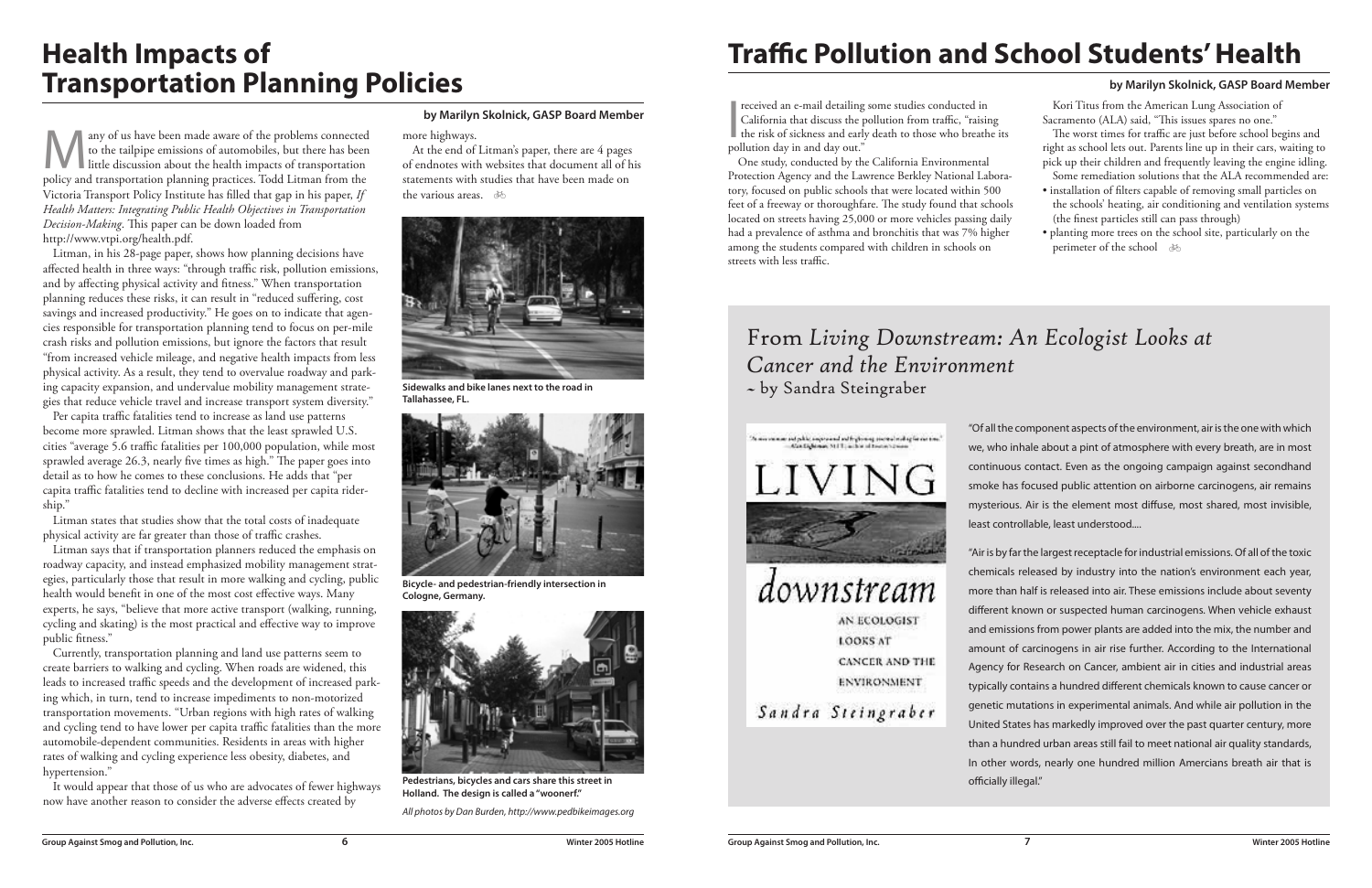# Health Impacts of Transportation Planning Policies

**by Marilyn Skolnick, GASP Board Member**

Many of us have been made aware of the problems connected to the tailpipe emissions of automobiles, but there has been little discussion about the health impacts of transportation policy and transportation planning practices. Todd Litman from the Victoria Transport Policy Institute has filled that gap in his paper, *If Health Matters: Integrating Public Health Objectives in Transportation Decision-Making*. This paper can be down loaded from http://www.vtpi.org/health.pdf.

Litman, in his 28-page paper, shows how planning decisions have affected health in three ways: "through traffic risk, pollution emissions, and by affecting physical activity and fitness." When transportation planning reduces these risks, it can result in "reduced suffering, cost savings and increased productivity." He goes on to indicate that agencies responsible for transportation planning tend to focus on per-mile crash risks and pollution emissions, but ignore the factors that result "from increased vehicle mileage, and negative health impacts from less physical activity. As a result, they tend to overvalue roadway and parking capacity expansion, and undervalue mobility management strategies that reduce vehicle travel and increase transport system diversity."

Per capita traffic fatalities tend to increase as land use patterns become more sprawled. Litman shows that the least sprawled U.S. cities "average 5.6 traffic fatalities per 100,000 population, while most sprawled average 26.3, nearly five times as high." The paper goes into detail as to how he comes to these conclusions. He adds that "per capita traffic fatalities tend to decline with increased per capita ridership."

Litman states that studies show that the total costs of inadequate physical activity are far greater than those of traffic crashes.

Litman says that if transportation planners reduced the emphasis on roadway capacity, and instead emphasized mobility management strategies, particularly those that result in more walking and cycling, public health would benefit in one of the most cost effective ways. Many experts, he says, "believe that more active transport (walking, running, cycling and skating) is the most practical and effective way to improve public fitness."

Currently, transportation planning and land use patterns seem to create barriers to walking and cycling. When roads are widened, this leads to increased traffic speeds and the development of increased parking which, in turn, tend to increase impediments to non-motorized transportation movements. "Urban regions with high rates of walking and cycling tend to have lower per capita traffic fatalities than the more automobile-dependent communities. Residents in areas with higher rates of walking and cycling experience less obesity, diabetes, and hypertension."

It would appear that those of us who are advocates of fewer highways now have another reason to consider the adverse effects created by more highways.

At the end of Litman's paper, there are 4 pages of endnotes with websites that document all of his statements with studies that have been made on the various areas.

**Sidewalks and bike lanes next to the road in Tallahassee, FL.**

**Bicycle- and pedestrian-friendly intersection in Cologne, Germany.**

**Pedestrians, bicycles and cars share this street in Holland. The design is called a "woonerf."**

*All photos by Dan Burden, http://www.pedbikeimages.org*

# Traffic Pollution and School Students' Health

**by Marilyn Skolnick, GASP Board Member**

I received an e-mail detailing some studies conducted in California that discuss the pollution from traffic, "raising the risk of sickness and early death to those who breathe its pollution day in and day out."

One study, conducted by the California Environmental Protection Agency and the Lawrence Berkley National Laboratory, focused on public schools that were located within 500 feet of a freeway or thoroughfare. The study found that schools located on streets having 25,000 or more vehicles passing daily had a prevalence of asthma and bronchitis that was 7% higher among the students compared with children in schools on streets with less traffic.

Kori Titus from the American Lung Association of Sacramento (ALA) said, "This issues spares no one."

The worst times for traffic are just before school begins and right as school lets out. Parents line up in their cars, waiting to pick up their children and frequently leaving the engine idling.

Some remediation solutions that the ALA recommended are:

- installation of filters capable of removing small particles on the schools' heating, air conditioning and ventilation systems (the finest particles still can pass through)
- planting more trees on the school site, particularly on the perimeter of the school

## From *Living Downstream: An Ecologist Looks at Cancer and the Environment* ~ by Sandra Steingraber

"Of all the component aspects of the environment, air is the one with which we, who inhale about a pint of atmosphere with every breath, are in most continuous contact. Even as the ongoing campaign against secondhand smoke has focused public attention on airborne carcinogens, air remains mysterious. Air is the element most diffuse, most shared, most invisible, least controllable, least understood....

"Air is by far the largest receptacle for industrial emissions. Of all of the toxic chemicals released by industry into the nation's environment each year, more than half is released into air. These emissions include about seventy different known or suspected human carcinogens. When vehicle exhaust and emissions from power plants are added into the mix, the number and amount of carcinogens in air rise further. According to the International Agency for Research on Cancer, ambient air in cities and industrial areas typically contains a hundred different chemicals known to cause cancer or genetic mutations in experimental animals. And while air pollution in the United States has markedly improved over the past quarter century, more than a hundred urban areas still fail to meet national air quality standards, In other words, nearly one hundred million Amercians breath air that is officially illegal."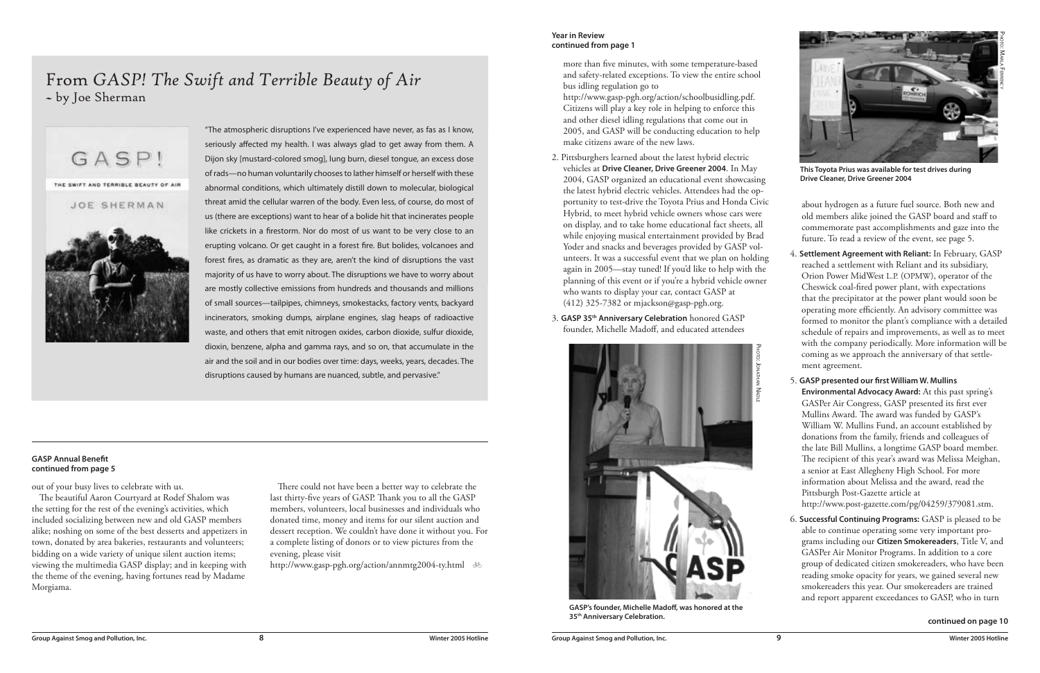# From *GASP! The Swift and Terrible Beauty of Air* ~ by Joe Sherman

"The atmospheric disruptions I've experienced have never, as fas as I know, seriously affected my health. I was always glad to get away from them. A Dijon sky [mustard-colored smog], lung burn, diesel tongue, an excess dose of rads—no human voluntarily chooses to lather himself or herself with these abnormal conditions, which ultimately distill down to molecular, biological threat amid the cellular warren of the body. Even less, of course, do most of us (there are exceptions) want to hear of a bolide hit that incinerates people like crickets in a firestorm. Nor do most of us want to be very close to an erupting volcano. Or get caught in a forest fire. But bolides, volcanoes and forest fires, as dramatic as they are, aren't the kind of disruptions the vast majority of us have to worry about. The disruptions we have to worry about are mostly collective emissions from hundreds and thousands and millions of small sources—tailpipes, chimneys, smokestacks, factory vents, backyard incinerators, smoking dumps, airplane engines, slag heaps of radioactive waste, and others that emit nitrogen oxides, carbon dioxide, sulfur dioxide, dioxin, benzene, alpha and gamma rays, and so on, that accumulate in the air and the soil and in our bodies over time: days, weeks, years, decades. The disruptions caused by humans are nuanced, subtle, and pervasive."

**GASP Annual Benefit**
**continued from page 5**

out of your busy lives to celebrate with us.

The beautiful Aaron Courtyard at Rodef Shalom was the setting for the rest of the evening's activities, which included socializing between new and old GASP members alike; noshing on some of the best desserts and appetizers in town, donated by area bakeries, restaurants and volunteers; bidding on a wide variety of unique silent auction items; viewing the multimedia GASP display; and in keeping with the theme of the evening, having fortunes read by Madame Morgiama.

There could not have been a better way to celebrate the last thirty-five years of GASP. Thank you to all the GASP members, volunteers, local businesses and individuals who donated time, money and items for our silent auction and dessert reception. We couldn't have done it without you. For a complete listing of donors or to view pictures from the evening, please visit http://www.gasp-pgh.org/action/annmtg2004-ty.html

**Year in Review**
**continued from page 1**

more than five minutes, with some temperature-based and safety-related exceptions. To view the entire school bus idling regulation go to http://www.gasp-pgh.org/action/schoolbusidling.pdf. Citizens will play a key role in helping to enforce this and other diesel idling regulations that come out in 2005, and GASP will be conducting education to help make citizens aware of the new laws.

2. Pittsburghers learned about the latest hybrid electric vehicles at **Drive Cleaner, Drive Greener 2004**. In May 2004, GASP organized an educational event showcasing the latest hybrid electric vehicles. Attendees had the opportunity to test-drive the Toyota Prius and Honda Civic Hybrid, to meet hybrid vehicle owners whose cars were on display, and to take home educational fact sheets, all while enjoying musical entertainment provided by Brad Yoder and snacks and beverages provided by GASP volunteers. It was a successful event that we plan on holding again in 2005—stay tuned! If you'd like to help with the planning of this event or if you're a hybrid vehicle owner who wants to display your car, contact GASP at (412) 325-7382 or mjackson@gasp-pgh.org.

3. **GASP 35th Anniversary Celebration** honored GASP founder, Michelle Madoff, and educated attendees about hydrogen as a future fuel source. Both new and old members alike joined the GASP board and staff to commemorate past accomplishments and gaze into the future. To read a review of the event, see page 5.

Photo: Jonathan Nadle

**GASP's founder, Michelle Madoff, was honored at the 35th Anniversary Celebration.**

Photo: Marla Fibbincy

**This Toyota Prius was available for test drives during Drive Cleaner, Drive Greener 2004**

4. **Settlement Agreement with Reliant:** In February, GASP reached a settlement with Reliant and its subsidiary, Orion Power MidWest L.P. (OPMW), operator of the Cheswick coal-fired power plant, with expectations that the precipitator at the power plant would soon be operating more efficiently. An advisory committee was formed to monitor the plant's compliance with a detailed schedule of repairs and improvements, as well as to meet with the company periodically. More information will be coming as we approach the anniversary of that settlement agreement.

5. **GASP presented our first William W. Mullins Environmental Advocacy Award:** At this past spring's GASPer Air Congress, GASP presented its first ever Mullins Award. The award was funded by GASP's William W. Mullins Fund, an account established by donations from the family, friends and colleagues of the late Bill Mullins, a longtime GASP board member. The recipient of this year's award was Melissa Meighan, a senior at East Allegheny High School. For more information about Melissa and the award, read the Pittsburgh Post-Gazette article at http://www.post-gazette.com/pg/04259/379081.stm.

6. **Successful Continuing Programs:** GASP is pleased to be able to continue operating some very important programs including our **Citizen Smokereaders**, Title V, and GASPer Air Monitor Programs. In addition to a core group of dedicated citizen smokereaders, who have been reading smoke opacity for years, we gained several new smokereaders this year. Our smokereaders are trained and report apparent exceedances to GASP, who in turn

**continued on page 10**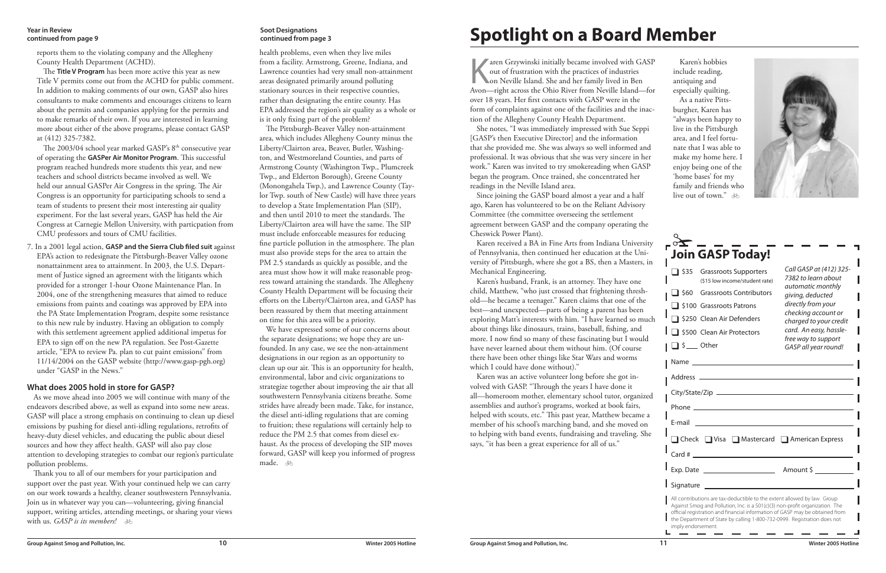**Year in Review**
**continued from page 9**

reports them to the violating company and the Allegheny County Health Department (ACHD).

The **Title V Program** has been more active this year as new Title V permits come out from the ACHD for public comment. In addition to making comments of our own, GASP also hires consultants to make comments and encourages citizens to learn about the permits and companies applying for the permits and to make remarks of their own. If you are interested in learning more about either of the above programs, please contact GASP at (412) 325-7382.

The 2003/04 school year marked GASP's 8th consecutive year of operating the **GASPer Air Monitor Program**. This successful program reached hundreds more students this year, and new teachers and school districts became involved as well. We held our annual GASPer Air Congress in the spring. The Air Congress is an opportunity for participating schools to send a team of students to present their most interesting air quality experiment. For the last several years, GASP has held the Air Congress at Carnegie Mellon University, with particpation from CMU professors and tours of CMU facilities.

7. In a 2001 legal action, **GASP and the Sierra Club filed suit** against EPA's action to redesignate the Pittsburgh-Beaver Valley ozone nonattainment area to attainment. In 2003, the U.S. Department of Justice signed an agreement with the litigants which provided for a stronger 1-hour Ozone Maintenance Plan. In 2004, one of the strengthening measures that aimed to reduce emissions from paints and coatings was approved by EPA into the PA State Implementation Program, despite some resistance to this new rule by industry. Having an obligation to comply with this settlement agreement applied additional impetus for EPA to sign off on the new PA regulation. See Post-Gazette article, "EPA to review Pa. plan to cut paint emissions" from 11/14/2004 on the GASP website (http://www.gasp-pgh.org) under "GASP in the News."

### What does 2005 hold in store for GASP?

As we move ahead into 2005 we will continue with many of the endeavors described above, as well as expand into some new areas. GASP will place a strong emphasis on continuing to clean up diesel emissions by pushing for diesel anti-idling regulations, retrofits of heavy-duty diesel vehicles, and educating the public about diesel sources and how they affect health. GASP will also pay close attention to developing strategies to combat our region's particulate pollution problems.

Thank you to all of our members for your participation and support over the past year. With your continued help we can carry on our work towards a healthy, cleaner southwestern Pennsylvania. Join us in whatever way you can—volunteering, giving financial support, writing articles, attending meetings, or sharing your views with us. *GASP is its members!*

**Soot Designations**
**continued from page 3**

health problems, even when they live miles from a facility. Armstrong, Greene, Indiana, and Lawrence counties had very small non-attainment areas designated primarily around polluting stationary sources in their respective counties, rather than designating the entire county. Has EPA addressed the region's air quality as a whole or is it only fixing part of the problem?

The Pittsburgh-Beaver Valley non-attainment area, which includes Allegheny County minus the Liberty/Clairton area, Beaver, Butler, Washington, and Westmoreland Counties, and parts of Armstrong County (Washington Twp., Plumcreek Twp., and Elderton Borough), Greene County (Monongahela Twp.), and Lawrence County (Taylor Twp. south of New Castle) will have three years to develop a State Implementation Plan (SIP), and then until 2010 to meet the standards. The Liberty/Clairton area will have the same. The SIP must include enforceable measures for reducing fine particle pollution in the atmosphere. The plan must also provide steps for the area to attain the PM 2.5 standards as quickly as possible, and the area must show how it will make reasonable progress toward attaining the standards. The Allegheny County Health Department will be focusing their efforts on the Liberty/Clairton area, and GASP has been reassured by them that meeting attainment on time for this area will be a priority.

We have expressed some of our concerns about the separate designations; we hope they are unfounded. In any case, we see the non-attainment designations in our region as an opportunity to clean up our air. This is an opportunity for health, environmental, labor and civic organizations to strategize together about improving the air that all southwestern Pennsylvania citizens breathe. Some strides have already been made. Take, for instance, the diesel anti-idling regulations that are coming to fruition; these regulations will certainly help to reduce the PM 2.5 that comes from diesel exhaust. As the process of developing the SIP moves forward, GASP will keep you informed of progress made.

# Spotlight on a Board Member

Karen Grzywinski initially became involved with GASP out of frustration with the practices of industries on Neville Island. She and her family lived in Ben Avon—right across the Ohio River from Neville Island—for over 18 years. Her first contacts with GASP were in the form of complaints against one of the facilities and the inaction of the Allegheny County Health Department.

She notes, "I was immediately impressed with Sue Seppi [GASP's then Executive Director] and the information that she provided me. She was always so well informed and professional. It was obvious that she was very sincere in her work." Karen was invited to try smokereading when GASP began the program. Once trained, she concentrated her readings in the Neville Island area.

Since joining the GASP board almost a year and a half ago, Karen has volunteered to be on the Reliant Advisory Committee (the committee overseeing the settlement agreement between GASP and the company operating the Cheswick Power Plant).

Karen received a BA in Fine Arts from Indiana University of Pennsylvania, then continued her education at the University of Pittsburgh, where she got a BS, then a Masters, in Mechanical Engineering.

Karen's husband, Frank, is an attorney. They have one child, Matthew, "who just crossed that frightening threshold—he became a teenager." Karen claims that one of the best—and unexpected—parts of being a parent has been exploring Matt's interests with him. "I have learned so much about things like dinosaurs, trains, baseball, fishing, and more. I now find so many of these fascinating but I would have never learned about them without him. (Of course there have been other things like Star Wars and worms which I could have done without)."

Karen was an active volunteer long before she got involved with GASP. "Through the years I have done it all—homeroom mother, elementary school tutor, organized assemblies and author's programs, worked at book fairs, helped with scouts, etc." This past year, Matthew became a member of his school's marching band, and she moved on to helping with band events, fundraising and traveling. She says, "it has been a great experience for all of us."

Karen's hobbies include reading, antiquing and especially quilting.

As a native Pittsburgher, Karen has "always been happy to live in the Pittsburgh area, and I feel fortunate that I was able to make my home here. I enjoy being one of the 'home bases' for my family and friends who live out of town."

## Join GASP Today!

- ☐ $35 Grassroots Supporters ($15 low income/student rate)
- ☐ $60 Grassroots Contributors
- ☐ $100 Grassroots Patrons
- ☐ $250 Clean Air Defenders
- ☐ $500 Clean Air Protectors
- ☐ $____ Other

*Call GASP at (412) 325-7382 to learn about automatic monthly giving, deducted directly from your checking account or charged to your credit card. An easy, hassle-free way to support GASP all year round!*

Name ______________________

Address ______________________

City/State/Zip ______________________

Phone ______________________

E-mail ______________________

☐ Check ☐ Visa ☐ Mastercard ☐ American Express

Card # ______________________

Exp. Date ____________ Amount $ ________

Signature ______________________

All contributions are tax-deductible to the extent allowed by law. Group Against Smog and Pollution, Inc. is a 501(c)(3) non-profit organization. The official registration and financial information of GASP may be obtained from the Department of State by calling 1-800-732-0999. Registration does not imply endorsement.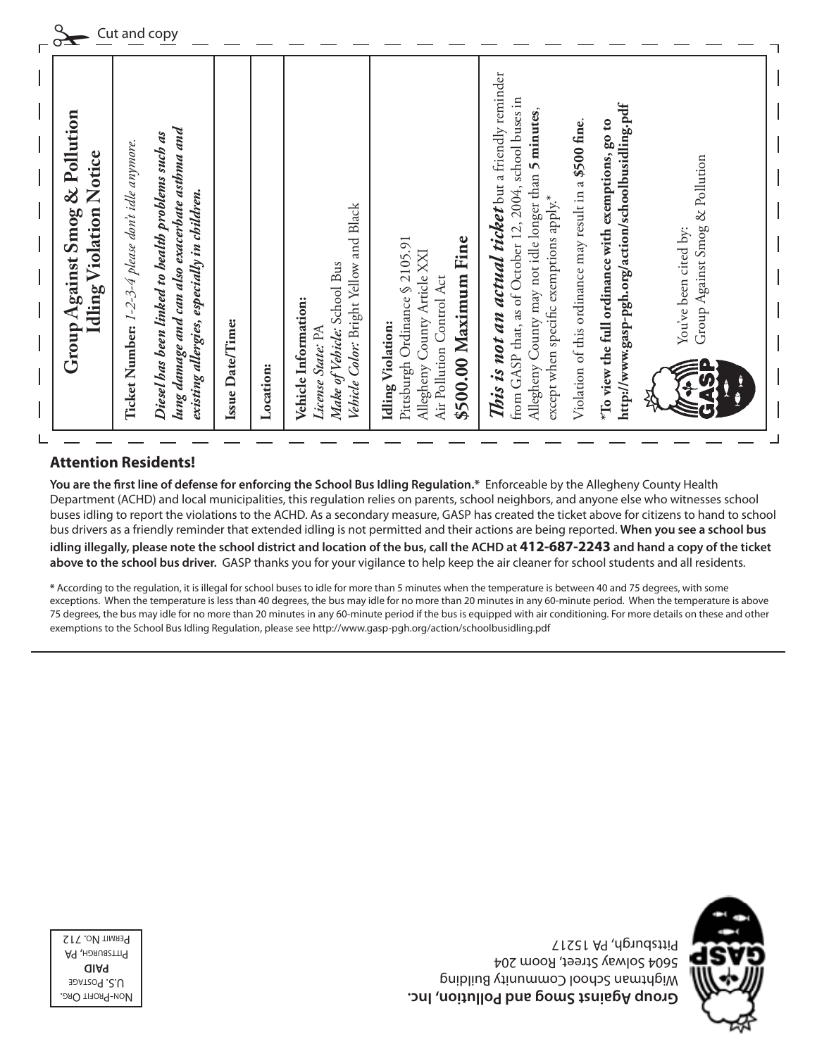Cut and copy

## Group Against Smog & Pollution Idling Violation Notice

**Ticket Number:** *1-2-3-4 please don't idle anymore.*

***Diesel has been linked to health problems such as lung damage and can also exacerbate asthma and existing allergies, especially in children.***

**Issue Date/Time:**

**Location:**

**Vehicle Information:**
*License State:* PA
*Make of Vehicle:* School Bus
*Vehicle Color:* Bright Yellow and Black

**Idling Violation:**
Pittsburgh Ordinance § 2105.91
Allegheny County Article XXI
Air Pollution Control Act
**$500.00 Maximum Fine**

***This is not an actual ticket*** but a friendly reminder from GASP that, as of October 12, 2004, school buses in Allegheny County may not idle longer than **5 minutes**, except when specific exemptions apply.*

Violation of this ordinance may result in a **$500 fine**.

**\*To view the full ordinance with exemptions, go to http://www.gasp-pgh.org/action/schoolbusidling.pdf**

You've been cited by:
Group Against Smog & Pollution

### Attention Residents!

**You are the first line of defense for enforcing the School Bus Idling Regulation.*** Enforceable by the Allegheny County Health Department (ACHD) and local municipalities, this regulation relies on parents, school neighbors, and anyone else who witnesses school buses idling to report the violations to the ACHD. As a secondary measure, GASP has created the ticket above for citizens to hand to school bus drivers as a friendly reminder that extended idling is not permitted and their actions are being reported. **When you see a school bus idling illegally, please note the school district and location of the bus, call the ACHD at 412-687-2243 and hand a copy of the ticket above to the school bus driver.** GASP thanks you for your vigilance to help keep the air cleaner for school students and all residents.

**\*** According to the regulation, it is illegal for school buses to idle for more than 5 minutes when the temperature is between 40 and 75 degrees, with some exceptions. When the temperature is less than 40 degrees, the bus may idle for no more than 20 minutes in any 60-minute period. When the temperature is above 75 degrees, the bus may idle for no more than 20 minutes in any 60-minute period if the bus is equipped with air conditioning. For more details on these and other exemptions to the School Bus Idling Regulation, please see http://www.gasp-pgh.org/action/schoolbusidling.pdf

**Group Against Smog and Pollution, Inc.**
Wightman School Community Building
5604 Solway Street, Room 204
Pittsburgh, PA 15217

Non-Profit Org.
U.S. Postage
**PAID**
Pittsburgh, PA
Permit No. 712